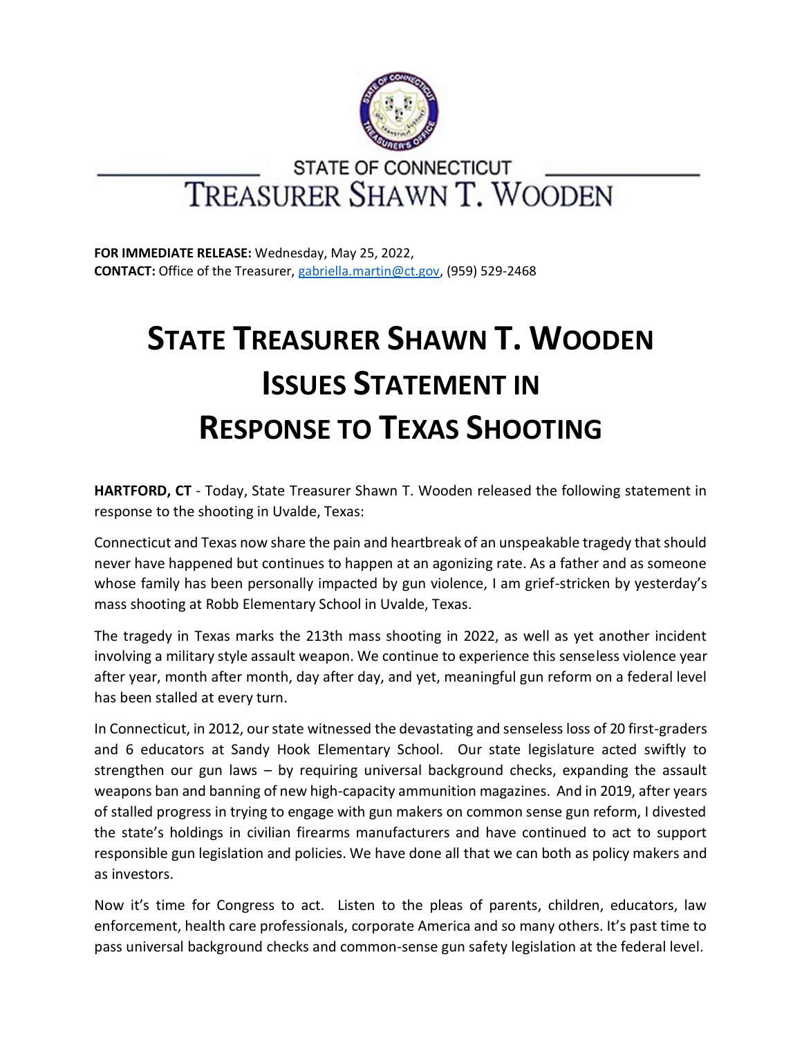STATE OF CONNECTICUT

TREASURER SHAWN T. WOODEN

**FOR IMMEDIATE RELEASE:** Wednesday, May 25, 2022,
**CONTACT:** Office of the Treasurer, gabriella.martin@ct.gov, (959) 529-2468

# STATE TREASURER SHAWN T. WOODEN ISSUES STATEMENT IN RESPONSE TO TEXAS SHOOTING

**HARTFORD, CT** - Today, State Treasurer Shawn T. Wooden released the following statement in response to the shooting in Uvalde, Texas:

Connecticut and Texas now share the pain and heartbreak of an unspeakable tragedy that should never have happened but continues to happen at an agonizing rate. As a father and as someone whose family has been personally impacted by gun violence, I am grief-stricken by yesterday's mass shooting at Robb Elementary School in Uvalde, Texas.

The tragedy in Texas marks the 213th mass shooting in 2022, as well as yet another incident involving a military style assault weapon. We continue to experience this senseless violence year after year, month after month, day after day, and yet, meaningful gun reform on a federal level has been stalled at every turn.

In Connecticut, in 2012, our state witnessed the devastating and senseless loss of 20 first-graders and 6 educators at Sandy Hook Elementary School. Our state legislature acted swiftly to strengthen our gun laws – by requiring universal background checks, expanding the assault weapons ban and banning of new high-capacity ammunition magazines. And in 2019, after years of stalled progress in trying to engage with gun makers on common sense gun reform, I divested the state's holdings in civilian firearms manufacturers and have continued to act to support responsible gun legislation and policies. We have done all that we can both as policy makers and as investors.

Now it's time for Congress to act. Listen to the pleas of parents, children, educators, law enforcement, health care professionals, corporate America and so many others. It's past time to pass universal background checks and common-sense gun safety legislation at the federal level.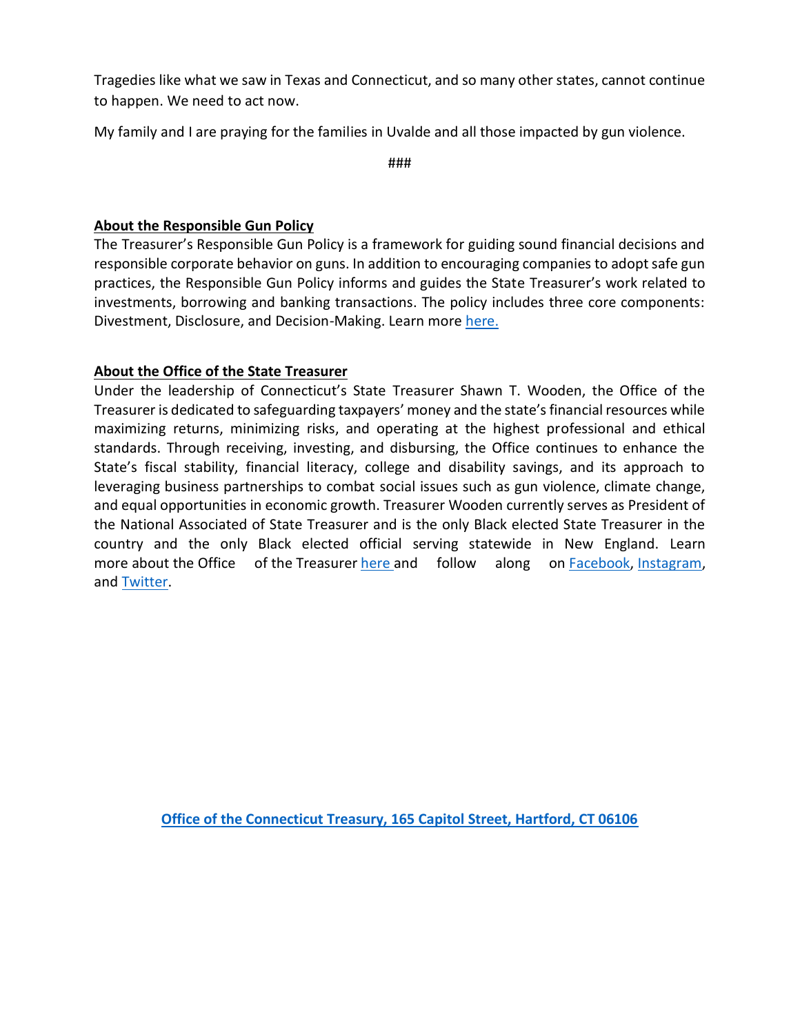Tragedies like what we saw in Texas and Connecticut, and so many other states, cannot continue to happen. We need to act now.

My family and I are praying for the families in Uvalde and all those impacted by gun violence.

###

**About the Responsible Gun Policy**

The Treasurer's Responsible Gun Policy is a framework for guiding sound financial decisions and responsible corporate behavior on guns. In addition to encouraging companies to adopt safe gun practices, the Responsible Gun Policy informs and guides the State Treasurer's work related to investments, borrowing and banking transactions. The policy includes three core components: Divestment, Disclosure, and Decision-Making. Learn more here.

**About the Office of the State Treasurer**

Under the leadership of Connecticut's State Treasurer Shawn T. Wooden, the Office of the Treasurer is dedicated to safeguarding taxpayers' money and the state's financial resources while maximizing returns, minimizing risks, and operating at the highest professional and ethical standards. Through receiving, investing, and disbursing, the Office continues to enhance the State's fiscal stability, financial literacy, college and disability savings, and its approach to leveraging business partnerships to combat social issues such as gun violence, climate change, and equal opportunities in economic growth. Treasurer Wooden currently serves as President of the National Associated of State Treasurer and is the only Black elected State Treasurer in the country and the only Black elected official serving statewide in New England. Learn more about the Office of the Treasurer here and follow along on Facebook, Instagram, and Twitter.

**Office of the Connecticut Treasury, 165 Capitol Street, Hartford, CT 06106**